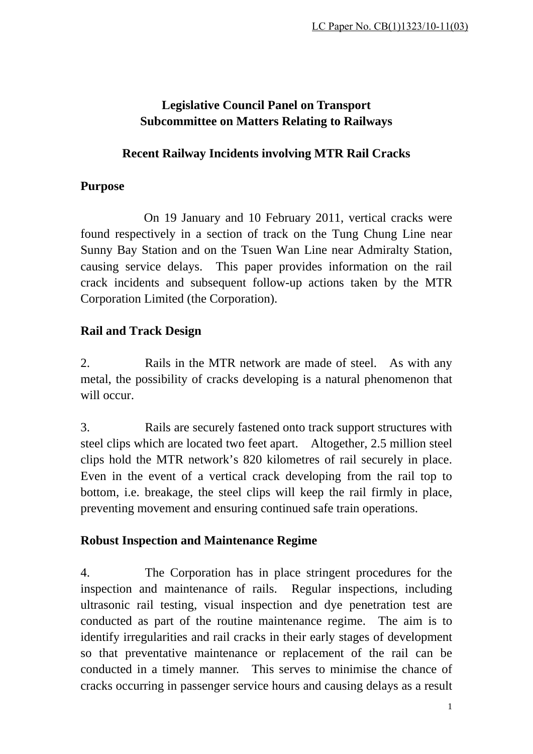LC Paper No. CB(1)1323/10-11(03)

**Legislative Council Panel on Transport**
**Subcommittee on Matters Relating to Railways**

**Recent Railway Incidents involving MTR Rail Cracks**

## Purpose

On 19 January and 10 February 2011, vertical cracks were found respectively in a section of track on the Tung Chung Line near Sunny Bay Station and on the Tsuen Wan Line near Admiralty Station, causing service delays. This paper provides information on the rail crack incidents and subsequent follow-up actions taken by the MTR Corporation Limited (the Corporation).

## Rail and Track Design

2. Rails in the MTR network are made of steel. As with any metal, the possibility of cracks developing is a natural phenomenon that will occur.

3. Rails are securely fastened onto track support structures with steel clips which are located two feet apart. Altogether, 2.5 million steel clips hold the MTR network's 820 kilometres of rail securely in place. Even in the event of a vertical crack developing from the rail top to bottom, i.e. breakage, the steel clips will keep the rail firmly in place, preventing movement and ensuring continued safe train operations.

## Robust Inspection and Maintenance Regime

4. The Corporation has in place stringent procedures for the inspection and maintenance of rails. Regular inspections, including ultrasonic rail testing, visual inspection and dye penetration test are conducted as part of the routine maintenance regime. The aim is to identify irregularities and rail cracks in their early stages of development so that preventative maintenance or replacement of the rail can be conducted in a timely manner. This serves to minimise the chance of cracks occurring in passenger service hours and causing delays as a result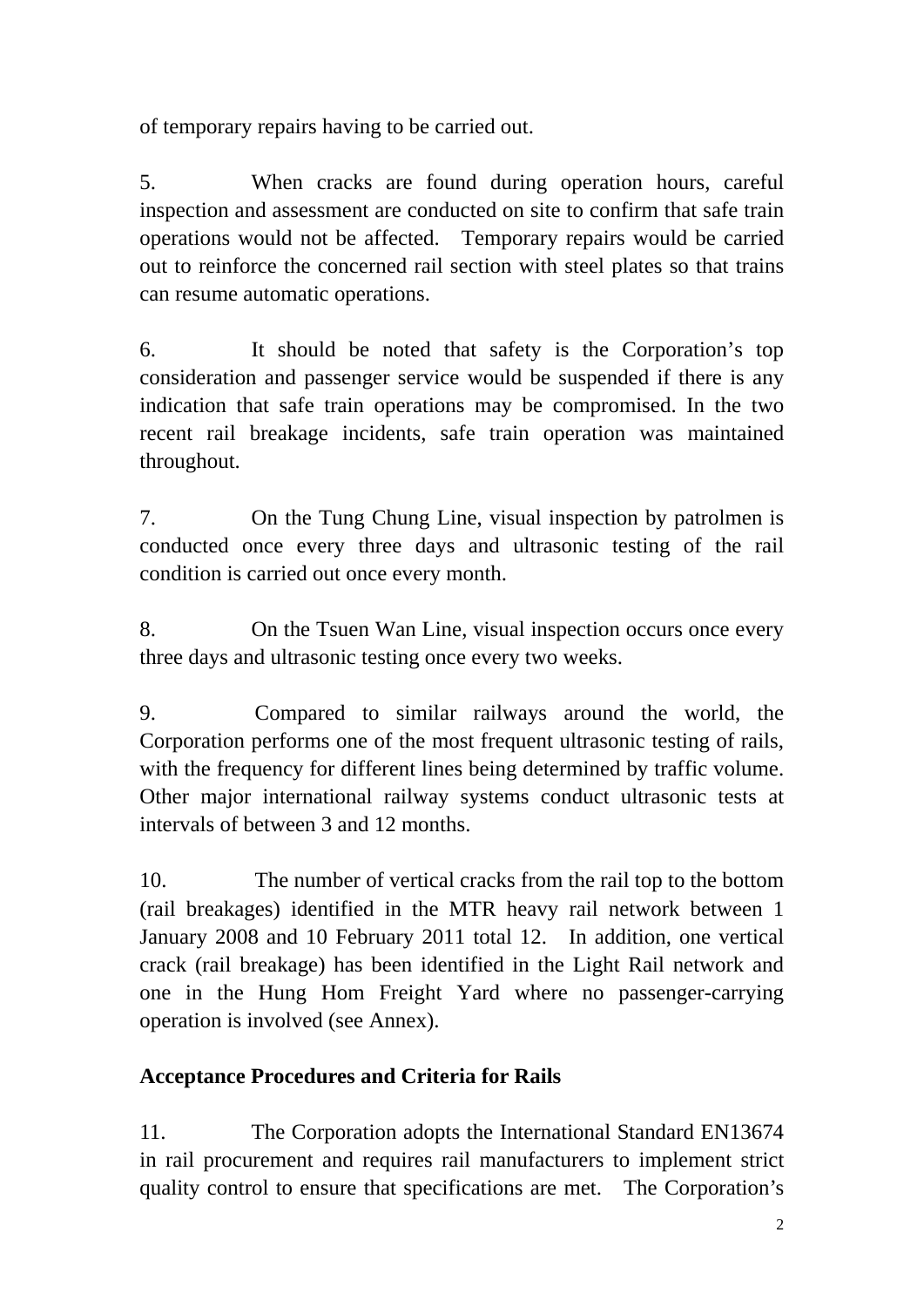of temporary repairs having to be carried out.

5. When cracks are found during operation hours, careful inspection and assessment are conducted on site to confirm that safe train operations would not be affected. Temporary repairs would be carried out to reinforce the concerned rail section with steel plates so that trains can resume automatic operations.

6. It should be noted that safety is the Corporation's top consideration and passenger service would be suspended if there is any indication that safe train operations may be compromised. In the two recent rail breakage incidents, safe train operation was maintained throughout.

7. On the Tung Chung Line, visual inspection by patrolmen is conducted once every three days and ultrasonic testing of the rail condition is carried out once every month.

8. On the Tsuen Wan Line, visual inspection occurs once every three days and ultrasonic testing once every two weeks.

9. Compared to similar railways around the world, the Corporation performs one of the most frequent ultrasonic testing of rails, with the frequency for different lines being determined by traffic volume. Other major international railway systems conduct ultrasonic tests at intervals of between 3 and 12 months.

10. The number of vertical cracks from the rail top to the bottom (rail breakages) identified in the MTR heavy rail network between 1 January 2008 and 10 February 2011 total 12. In addition, one vertical crack (rail breakage) has been identified in the Light Rail network and one in the Hung Hom Freight Yard where no passenger-carrying operation is involved (see Annex).

**Acceptance Procedures and Criteria for Rails**

11. The Corporation adopts the International Standard EN13674 in rail procurement and requires rail manufacturers to implement strict quality control to ensure that specifications are met. The Corporation's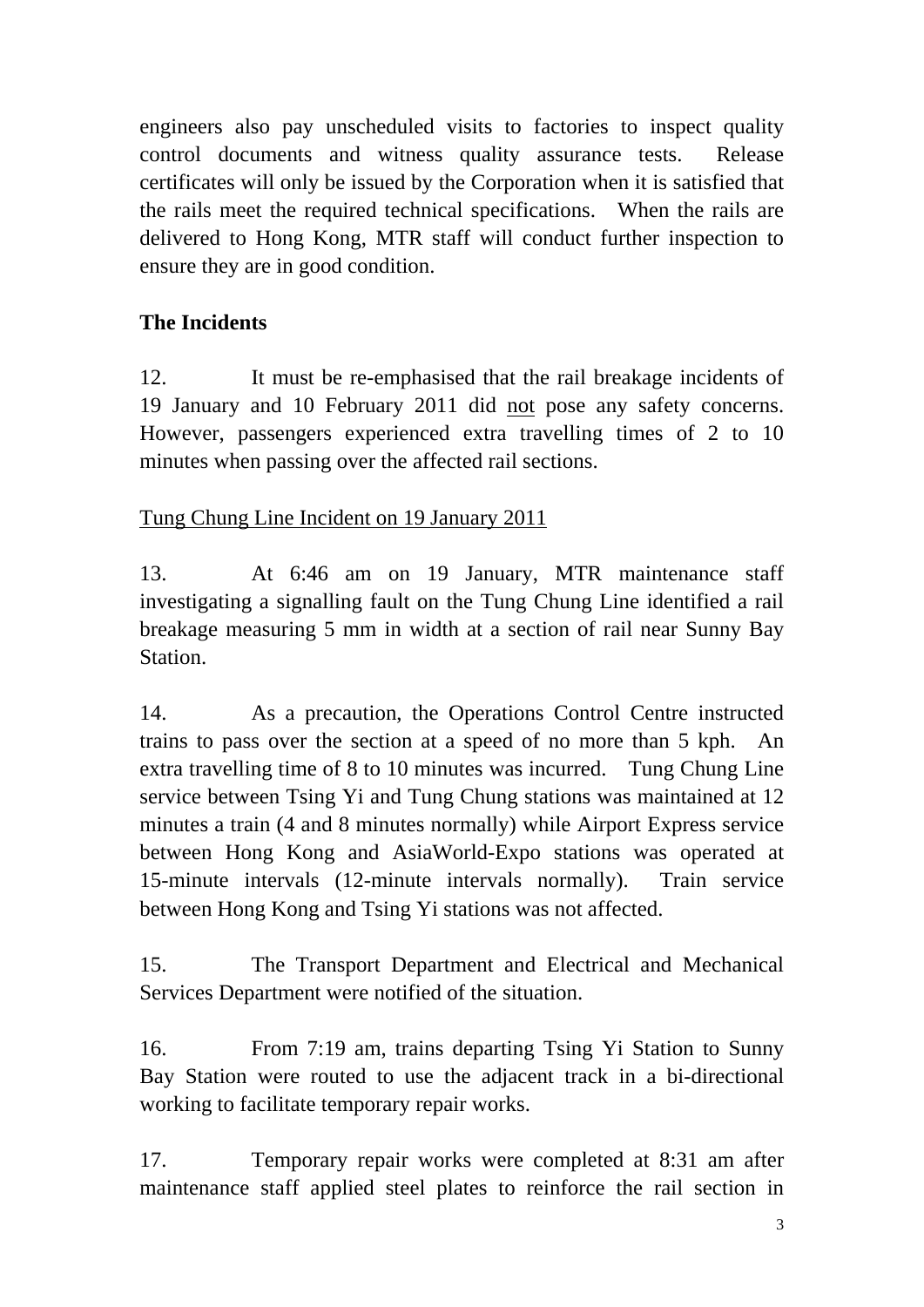engineers also pay unscheduled visits to factories to inspect quality control documents and witness quality assurance tests. Release certificates will only be issued by the Corporation when it is satisfied that the rails meet the required technical specifications. When the rails are delivered to Hong Kong, MTR staff will conduct further inspection to ensure they are in good condition.

**The Incidents**

12. It must be re-emphasised that the rail breakage incidents of 19 January and 10 February 2011 did <u>not</u> pose any safety concerns. However, passengers experienced extra travelling times of 2 to 10 minutes when passing over the affected rail sections.

<u>Tung Chung Line Incident on 19 January 2011</u>

13. At 6:46 am on 19 January, MTR maintenance staff investigating a signalling fault on the Tung Chung Line identified a rail breakage measuring 5 mm in width at a section of rail near Sunny Bay Station.

14. As a precaution, the Operations Control Centre instructed trains to pass over the section at a speed of no more than 5 kph. An extra travelling time of 8 to 10 minutes was incurred. Tung Chung Line service between Tsing Yi and Tung Chung stations was maintained at 12 minutes a train (4 and 8 minutes normally) while Airport Express service between Hong Kong and AsiaWorld-Expo stations was operated at 15-minute intervals (12-minute intervals normally). Train service between Hong Kong and Tsing Yi stations was not affected.

15. The Transport Department and Electrical and Mechanical Services Department were notified of the situation.

16. From 7:19 am, trains departing Tsing Yi Station to Sunny Bay Station were routed to use the adjacent track in a bi-directional working to facilitate temporary repair works.

17. Temporary repair works were completed at 8:31 am after maintenance staff applied steel plates to reinforce the rail section in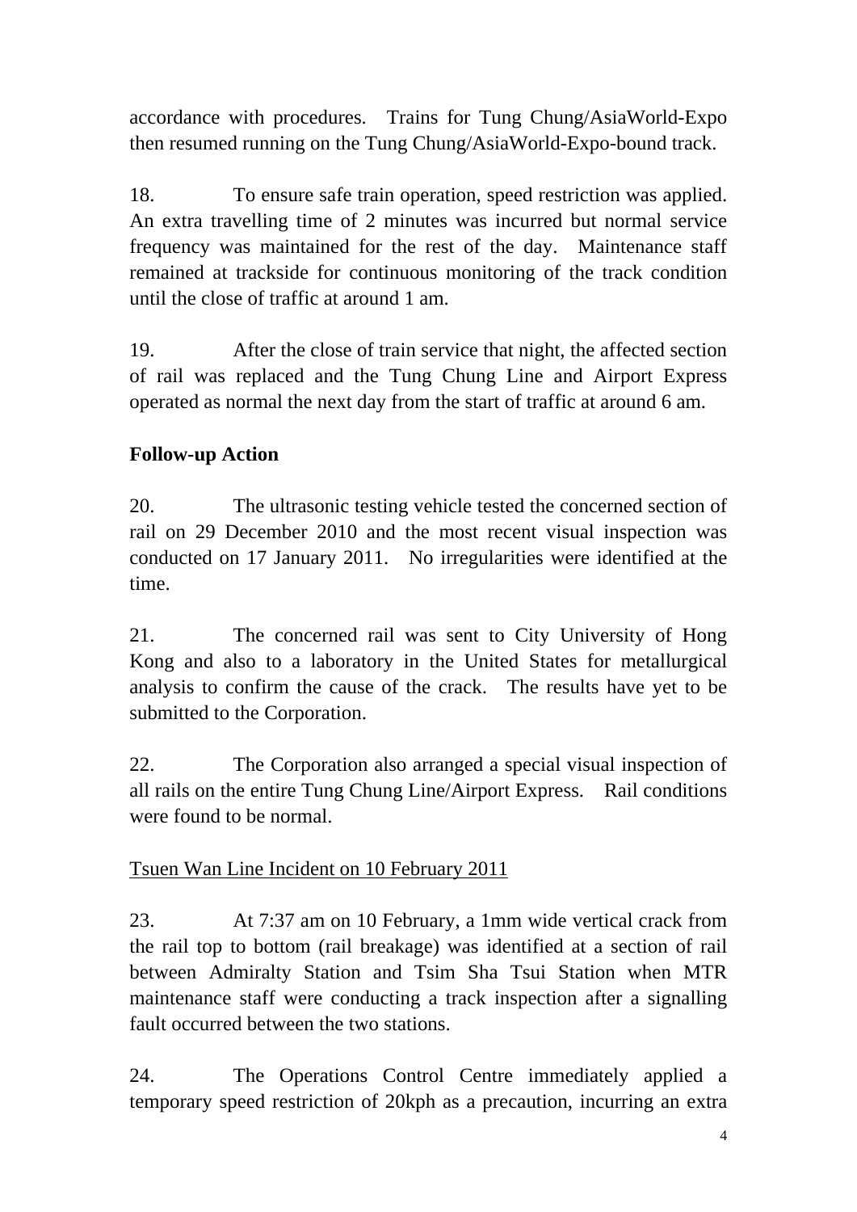accordance with procedures. Trains for Tung Chung/AsiaWorld-Expo then resumed running on the Tung Chung/AsiaWorld-Expo-bound track.

18. To ensure safe train operation, speed restriction was applied. An extra travelling time of 2 minutes was incurred but normal service frequency was maintained for the rest of the day. Maintenance staff remained at trackside for continuous monitoring of the track condition until the close of traffic at around 1 am.

19. After the close of train service that night, the affected section of rail was replaced and the Tung Chung Line and Airport Express operated as normal the next day from the start of traffic at around 6 am.

**Follow-up Action**

20. The ultrasonic testing vehicle tested the concerned section of rail on 29 December 2010 and the most recent visual inspection was conducted on 17 January 2011. No irregularities were identified at the time.

21. The concerned rail was sent to City University of Hong Kong and also to a laboratory in the United States for metallurgical analysis to confirm the cause of the crack. The results have yet to be submitted to the Corporation.

22. The Corporation also arranged a special visual inspection of all rails on the entire Tung Chung Line/Airport Express. Rail conditions were found to be normal.

<u>Tsuen Wan Line Incident on 10 February 2011</u>

23. At 7:37 am on 10 February, a 1mm wide vertical crack from the rail top to bottom (rail breakage) was identified at a section of rail between Admiralty Station and Tsim Sha Tsui Station when MTR maintenance staff were conducting a track inspection after a signalling fault occurred between the two stations.

24. The Operations Control Centre immediately applied a temporary speed restriction of 20kph as a precaution, incurring an extra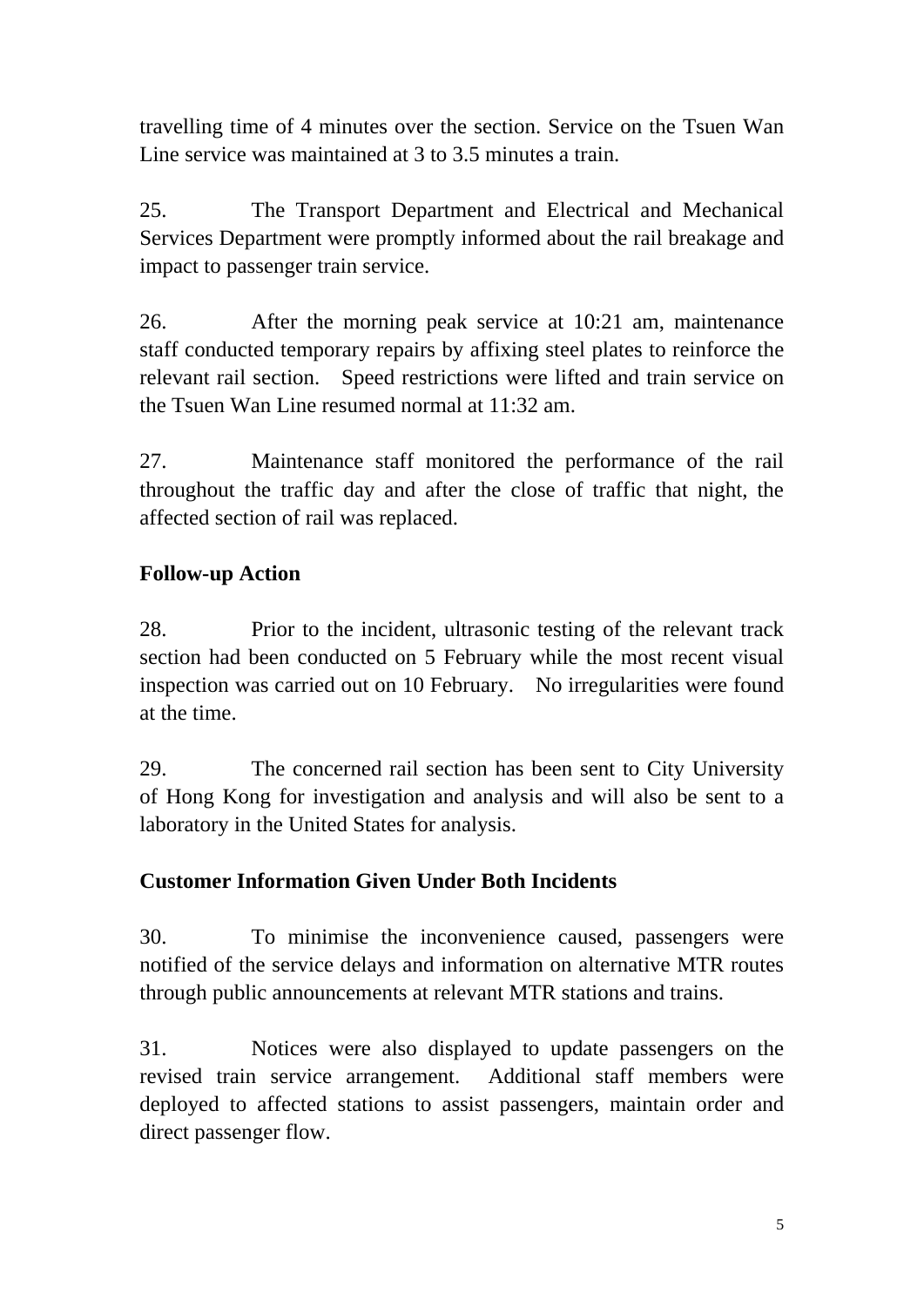travelling time of 4 minutes over the section. Service on the Tsuen Wan Line service was maintained at 3 to 3.5 minutes a train.

25. The Transport Department and Electrical and Mechanical Services Department were promptly informed about the rail breakage and impact to passenger train service.

26. After the morning peak service at 10:21 am, maintenance staff conducted temporary repairs by affixing steel plates to reinforce the relevant rail section. Speed restrictions were lifted and train service on the Tsuen Wan Line resumed normal at 11:32 am.

27. Maintenance staff monitored the performance of the rail throughout the traffic day and after the close of traffic that night, the affected section of rail was replaced.

**Follow-up Action**

28. Prior to the incident, ultrasonic testing of the relevant track section had been conducted on 5 February while the most recent visual inspection was carried out on 10 February. No irregularities were found at the time.

29. The concerned rail section has been sent to City University of Hong Kong for investigation and analysis and will also be sent to a laboratory in the United States for analysis.

**Customer Information Given Under Both Incidents**

30. To minimise the inconvenience caused, passengers were notified of the service delays and information on alternative MTR routes through public announcements at relevant MTR stations and trains.

31. Notices were also displayed to update passengers on the revised train service arrangement. Additional staff members were deployed to affected stations to assist passengers, maintain order and direct passenger flow.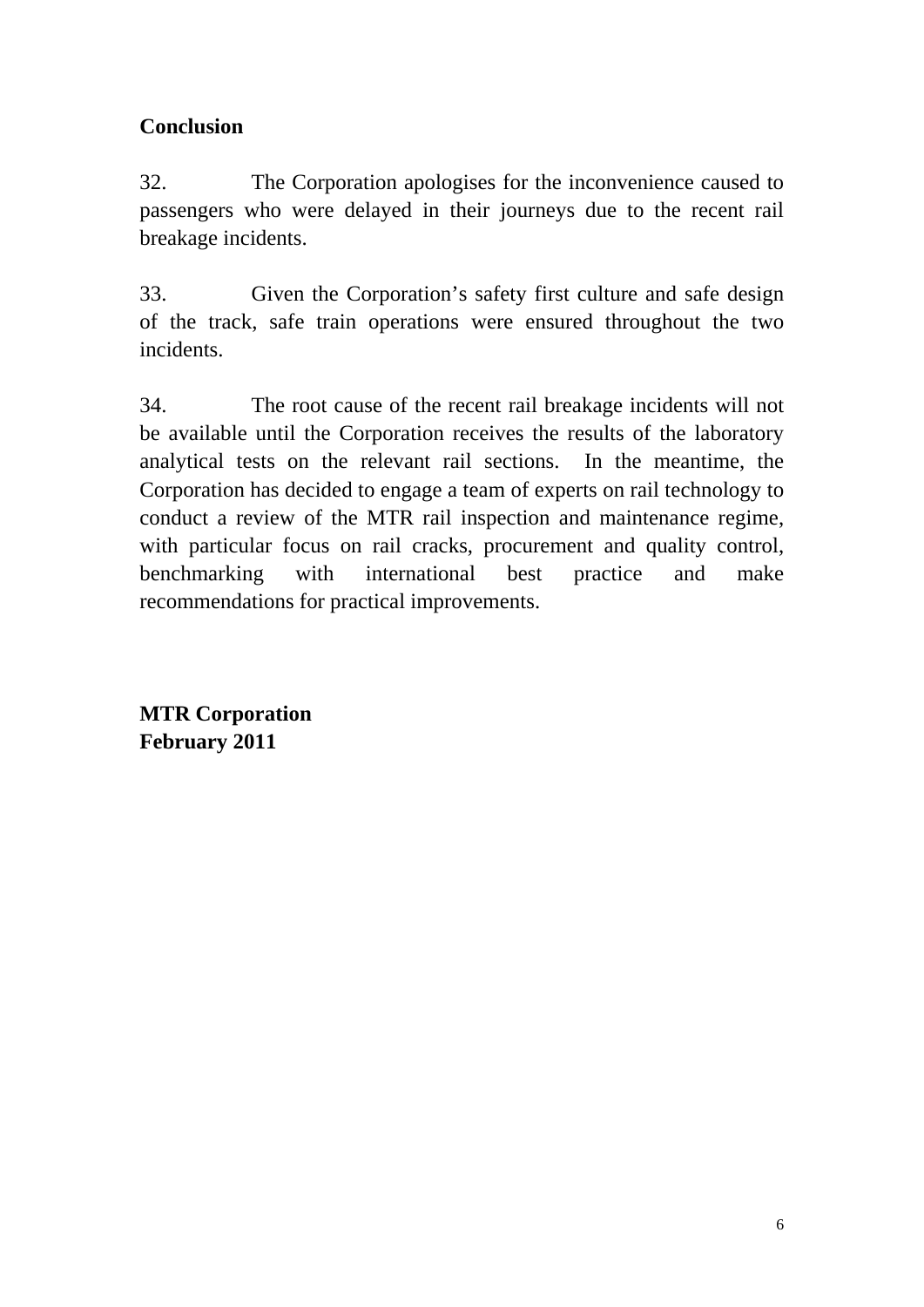**Conclusion**

32. The Corporation apologises for the inconvenience caused to passengers who were delayed in their journeys due to the recent rail breakage incidents.

33. Given the Corporation's safety first culture and safe design of the track, safe train operations were ensured throughout the two incidents.

34. The root cause of the recent rail breakage incidents will not be available until the Corporation receives the results of the laboratory analytical tests on the relevant rail sections. In the meantime, the Corporation has decided to engage a team of experts on rail technology to conduct a review of the MTR rail inspection and maintenance regime, with particular focus on rail cracks, procurement and quality control, benchmarking with international best practice and make recommendations for practical improvements.

**MTR Corporation**
**February 2011**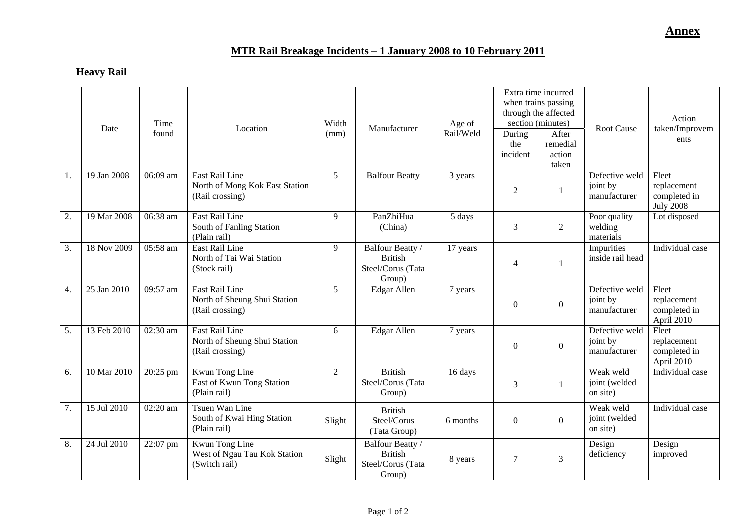**Annex**

## MTR Rail Breakage Incidents – 1 January 2008 to 10 February 2011

### Heavy Rail

| | Date | Time found | Location | Width (mm) | Manufacturer | Age of Rail/Weld | Extra time incurred when trains passing through the affected section (minutes) | | Root Cause | Action taken/Improvements |
|---|---|---|---|---|---|---|---|---|---|---|
| | | | | | | | During the incident | After remedial action taken | | |
| 1. | 19 Jan 2008 | 06:09 am | East Rail Line North of Mong Kok East Station (Rail crossing) | 5 | Balfour Beatty | 3 years | 2 | 1 | Defective weld joint by manufacturer | Fleet replacement completed in July 2008 |
| 2. | 19 Mar 2008 | 06:38 am | East Rail Line South of Fanling Station (Plain rail) | 9 | PanZhiHua (China) | 5 days | 3 | 2 | Poor quality welding materials | Lot disposed |
| 3. | 18 Nov 2009 | 05:58 am | East Rail Line North of Tai Wai Station (Stock rail) | 9 | Balfour Beatty / British Steel/Corus (Tata Group) | 17 years | 4 | 1 | Impurities inside rail head | Individual case |
| 4. | 25 Jan 2010 | 09:57 am | East Rail Line North of Sheung Shui Station (Rail crossing) | 5 | Edgar Allen | 7 years | 0 | 0 | Defective weld joint by manufacturer | Fleet replacement completed in April 2010 |
| 5. | 13 Feb 2010 | 02:30 am | East Rail Line North of Sheung Shui Station (Rail crossing) | 6 | Edgar Allen | 7 years | 0 | 0 | Defective weld joint by manufacturer | Fleet replacement completed in April 2010 |
| 6. | 10 Mar 2010 | 20:25 pm | Kwun Tong Line East of Kwun Tong Station (Plain rail) | 2 | British Steel/Corus (Tata Group) | 16 days | 3 | 1 | Weak weld joint (welded on site) | Individual case |
| 7. | 15 Jul 2010 | 02:20 am | Tsuen Wan Line South of Kwai Hing Station (Plain rail) | Slight | British Steel/Corus (Tata Group) | 6 months | 0 | 0 | Weak weld joint (welded on site) | Individual case |
| 8. | 24 Jul 2010 | 22:07 pm | Kwun Tong Line West of Ngau Tau Kok Station (Switch rail) | Slight | Balfour Beatty / British Steel/Corus (Tata Group) | 8 years | 7 | 3 | Design deficiency | Design improved |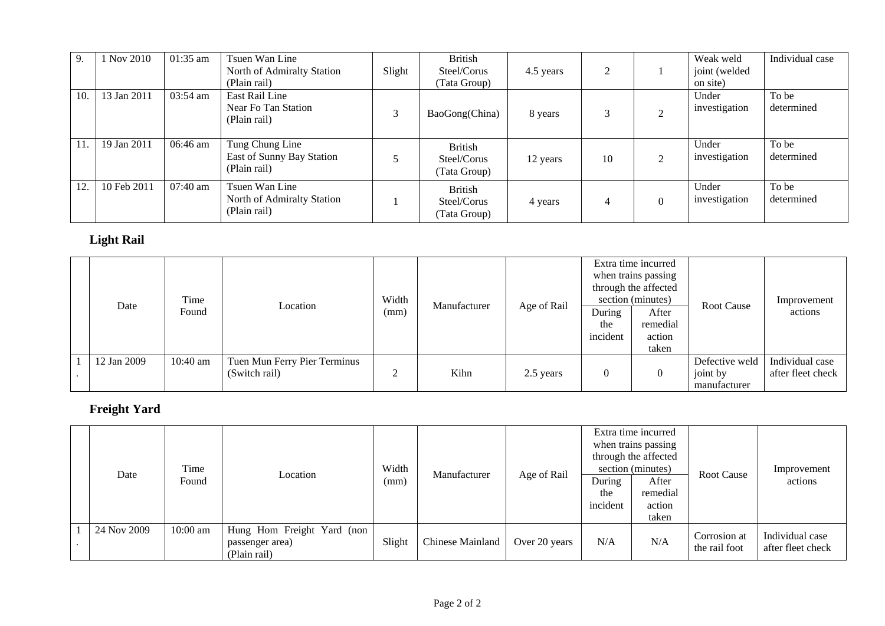| | | | | | | | | | | |
|---|---|---|---|---|---|---|---|---|---|---|
| 9. | 1 Nov 2010 | 01:35 am | Tsuen Wan Line North of Admiralty Station (Plain rail) | Slight | British Steel/Corus (Tata Group) | 4.5 years | 2 | 1 | Weak weld joint (welded on site) | Individual case |
| 10. | 13 Jan 2011 | 03:54 am | East Rail Line Near Fo Tan Station (Plain rail) | 3 | BaoGong(China) | 8 years | 3 | 2 | Under investigation | To be determined |
| 11. | 19 Jan 2011 | 06:46 am | Tung Chung Line East of Sunny Bay Station (Plain rail) | 5 | British Steel/Corus (Tata Group) | 12 years | 10 | 2 | Under investigation | To be determined |
| 12. | 10 Feb 2011 | 07:40 am | Tsuen Wan Line North of Admiralty Station (Plain rail) | 1 | British Steel/Corus (Tata Group) | 4 years | 4 | 0 | Under investigation | To be determined |

## Light Rail

| | Date | Time Found | Location | Width (mm) | Manufacturer | Age of Rail | Extra time incurred when trains passing through the affected section (minutes) | | Root Cause | Improvement actions |
|---|---|---|---|---|---|---|---|---|---|---|
| | | | | | | | During the incident | After remedial action taken | | |
| 1. | 12 Jan 2009 | 10:40 am | Tuen Mun Ferry Pier Terminus (Switch rail) | 2 | Kihn | 2.5 years | 0 | 0 | Defective weld joint by manufacturer | Individual case after fleet check |

## Freight Yard

| | Date | Time Found | Location | Width (mm) | Manufacturer | Age of Rail | Extra time incurred when trains passing through the affected section (minutes) | | Root Cause | Improvement actions |
|---|---|---|---|---|---|---|---|---|---|---|
| | | | | | | | During the incident | After remedial action taken | | |
| 1. | 24 Nov 2009 | 10:00 am | Hung Hom Freight Yard (non passenger area) (Plain rail) | Slight | Chinese Mainland | Over 20 years | N/A | N/A | Corrosion at the rail foot | Individual case after fleet check |